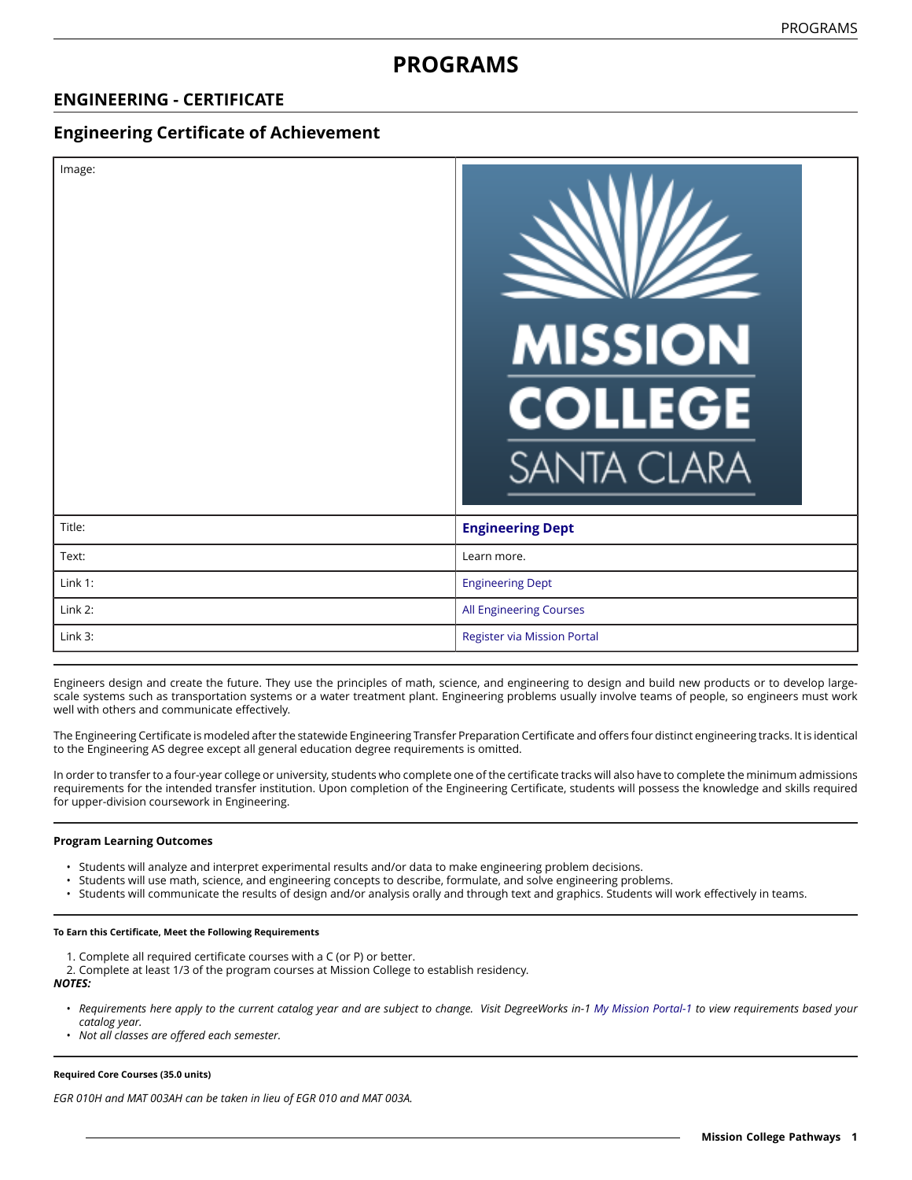# PROGRAMS

## ENGINEERING - CERTIFICATE

## Engineering Certificate of Achievement

| Image: | |
|---|---|
| Title: | **Engineering Dept** |
| Text: | Learn more. |
| Link 1: | Engineering Dept |
| Link 2: | All Engineering Courses |
| Link 3: | Register via Mission Portal |

Engineers design and create the future. They use the principles of math, science, and engineering to design and build new products or to develop large-scale systems such as transportation systems or a water treatment plant. Engineering problems usually involve teams of people, so engineers must work well with others and communicate effectively.

The Engineering Certificate is modeled after the statewide Engineering Transfer Preparation Certificate and offers four distinct engineering tracks. It is identical to the Engineering AS degree except all general education degree requirements is omitted.

In order to transfer to a four-year college or university, students who complete one of the certificate tracks will also have to complete the minimum admissions requirements for the intended transfer institution. Upon completion of the Engineering Certificate, students will possess the knowledge and skills required for upper-division coursework in Engineering.

**Program Learning Outcomes**

- Students will analyze and interpret experimental results and/or data to make engineering problem decisions.
- Students will use math, science, and engineering concepts to describe, formulate, and solve engineering problems.
- Students will communicate the results of design and/or analysis orally and through text and graphics. Students will work effectively in teams.

**To Earn this Certificate, Meet the Following Requirements**

1. Complete all required certificate courses with a C (or P) or better.
2. Complete at least 1/3 of the program courses at Mission College to establish residency.

***NOTES:***

- *Requirements here apply to the current catalog year and are subject to change. Visit DegreeWorks in-1 My Mission Portal-1 to view requirements based your catalog year.*
- *Not all classes are offered each semester.*

**Required Core Courses (35.0 units)**

*EGR 010H and MAT 003AH can be taken in lieu of EGR 010 and MAT 003A.*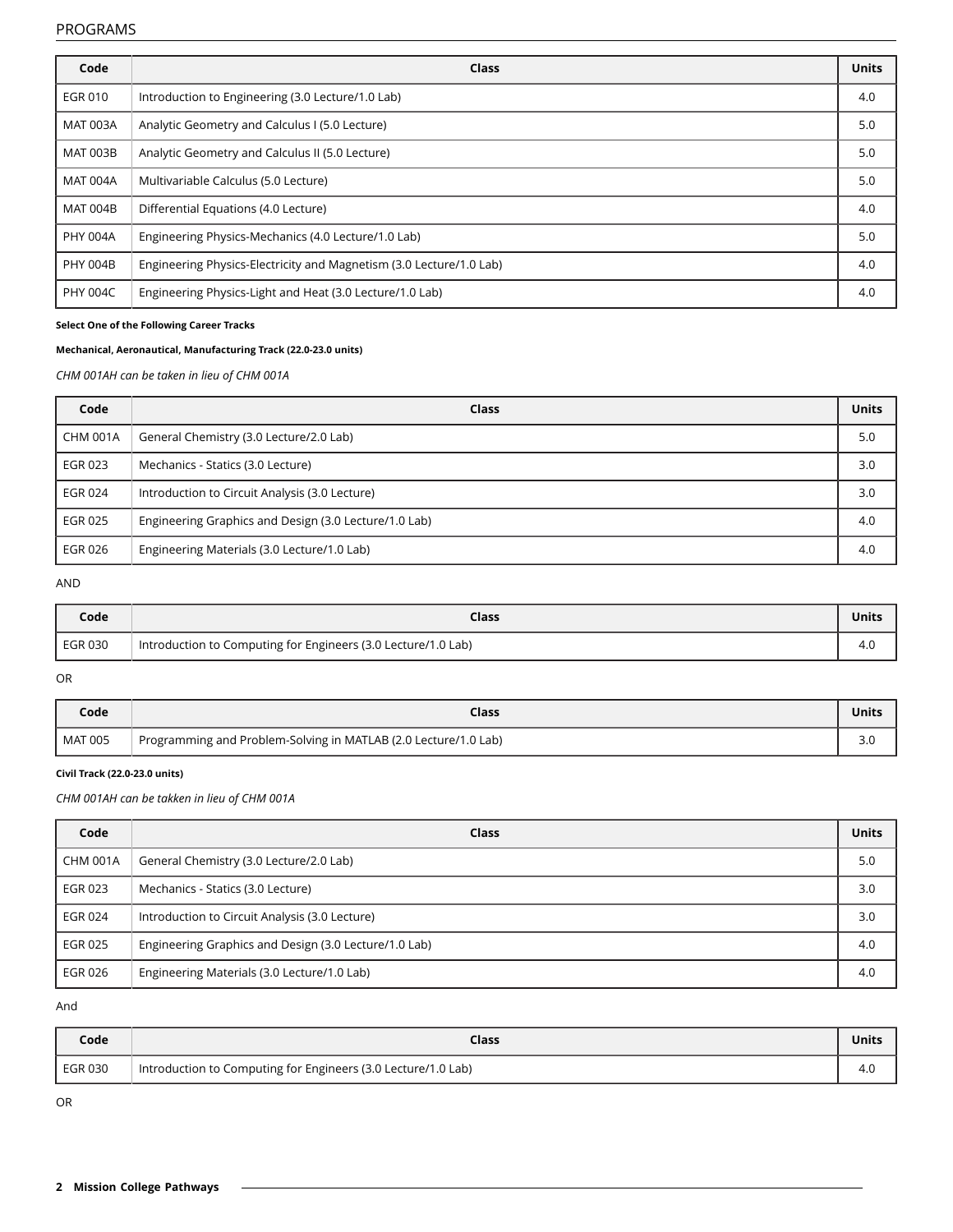| Code | Class | Units |
| --- | --- | --- |
| EGR 010 | Introduction to Engineering (3.0 Lecture/1.0 Lab) | 4.0 |
| MAT 003A | Analytic Geometry and Calculus I (5.0 Lecture) | 5.0 |
| MAT 003B | Analytic Geometry and Calculus II (5.0 Lecture) | 5.0 |
| MAT 004A | Multivariable Calculus (5.0 Lecture) | 5.0 |
| MAT 004B | Differential Equations (4.0 Lecture) | 4.0 |
| PHY 004A | Engineering Physics-Mechanics (4.0 Lecture/1.0 Lab) | 5.0 |
| PHY 004B | Engineering Physics-Electricity and Magnetism (3.0 Lecture/1.0 Lab) | 4.0 |
| PHY 004C | Engineering Physics-Light and Heat (3.0 Lecture/1.0 Lab) | 4.0 |

**Select One of the Following Career Tracks**

**Mechanical, Aeronautical, Manufacturing Track (22.0-23.0 units)**

*CHM 001AH can be taken in lieu of CHM 001A*

| Code | Class | Units |
| --- | --- | --- |
| CHM 001A | General Chemistry (3.0 Lecture/2.0 Lab) | 5.0 |
| EGR 023 | Mechanics - Statics (3.0 Lecture) | 3.0 |
| EGR 024 | Introduction to Circuit Analysis (3.0 Lecture) | 3.0 |
| EGR 025 | Engineering Graphics and Design (3.0 Lecture/1.0 Lab) | 4.0 |
| EGR 026 | Engineering Materials (3.0 Lecture/1.0 Lab) | 4.0 |

AND

| Code | Class | Units |
| --- | --- | --- |
| EGR 030 | Introduction to Computing for Engineers (3.0 Lecture/1.0 Lab) | 4.0 |

OR

| Code | Class | Units |
| --- | --- | --- |
| MAT 005 | Programming and Problem-Solving in MATLAB (2.0 Lecture/1.0 Lab) | 3.0 |

**Civil Track (22.0-23.0 units)**

*CHM 001AH can be takken in lieu of CHM 001A*

| Code | Class | Units |
| --- | --- | --- |
| CHM 001A | General Chemistry (3.0 Lecture/2.0 Lab) | 5.0 |
| EGR 023 | Mechanics - Statics (3.0 Lecture) | 3.0 |
| EGR 024 | Introduction to Circuit Analysis (3.0 Lecture) | 3.0 |
| EGR 025 | Engineering Graphics and Design (3.0 Lecture/1.0 Lab) | 4.0 |
| EGR 026 | Engineering Materials (3.0 Lecture/1.0 Lab) | 4.0 |

And

| Code | Class | Units |
| --- | --- | --- |
| EGR 030 | Introduction to Computing for Engineers (3.0 Lecture/1.0 Lab) | 4.0 |

OR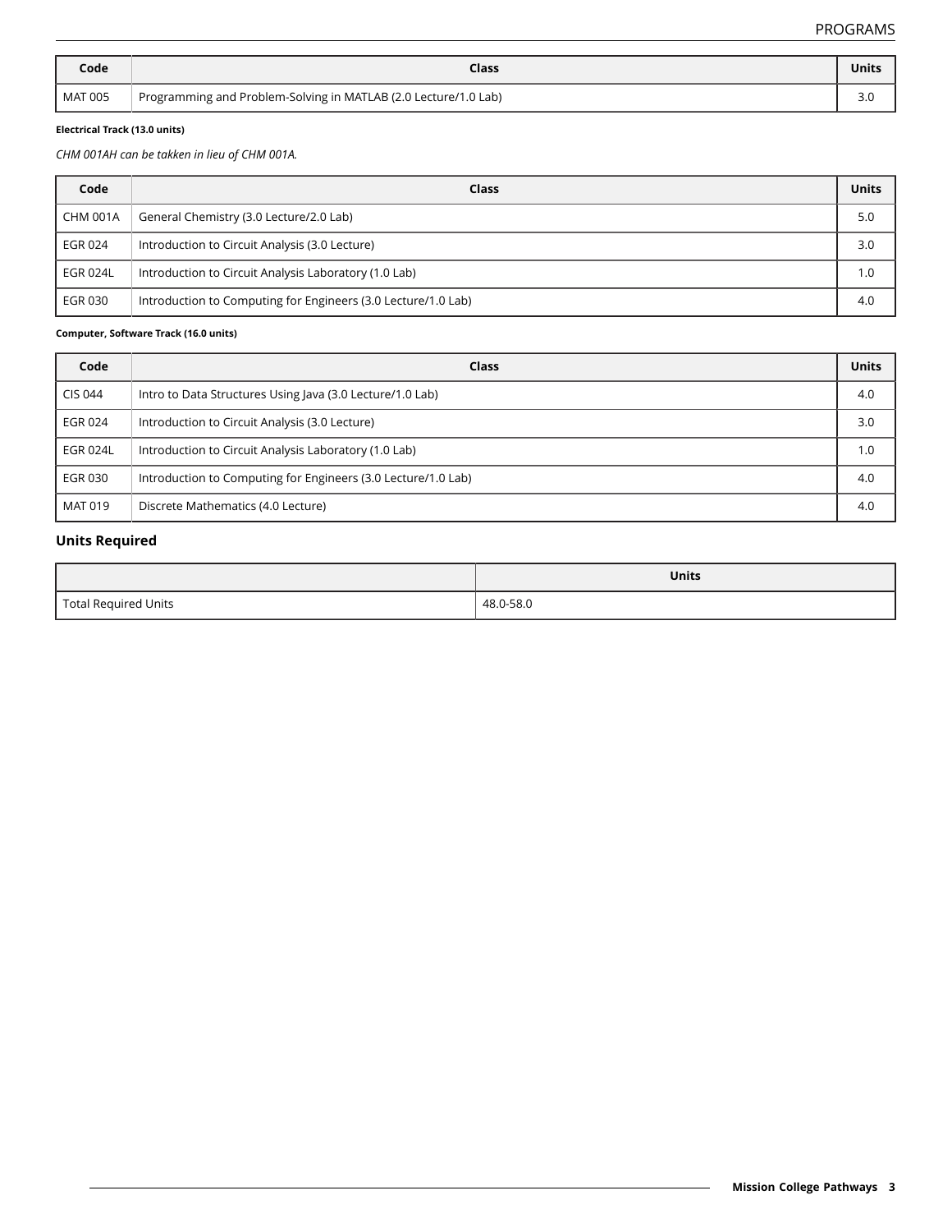| Code | Class | Units |
| --- | --- | --- |
| MAT 005 | Programming and Problem-Solving in MATLAB (2.0 Lecture/1.0 Lab) | 3.0 |

**Electrical Track (13.0 units)**

*CHM 001AH can be takken in lieu of CHM 001A.*

| Code | Class | Units |
| --- | --- | --- |
| CHM 001A | General Chemistry (3.0 Lecture/2.0 Lab) | 5.0 |
| EGR 024 | Introduction to Circuit Analysis (3.0 Lecture) | 3.0 |
| EGR 024L | Introduction to Circuit Analysis Laboratory (1.0 Lab) | 1.0 |
| EGR 030 | Introduction to Computing for Engineers (3.0 Lecture/1.0 Lab) | 4.0 |

**Computer, Software Track (16.0 units)**

| Code | Class | Units |
| --- | --- | --- |
| CIS 044 | Intro to Data Structures Using Java (3.0 Lecture/1.0 Lab) | 4.0 |
| EGR 024 | Introduction to Circuit Analysis (3.0 Lecture) | 3.0 |
| EGR 024L | Introduction to Circuit Analysis Laboratory (1.0 Lab) | 1.0 |
| EGR 030 | Introduction to Computing for Engineers (3.0 Lecture/1.0 Lab) | 4.0 |
| MAT 019 | Discrete Mathematics (4.0 Lecture) | 4.0 |

### Units Required

| | Units |
| --- | --- |
| Total Required Units | 48.0-58.0 |